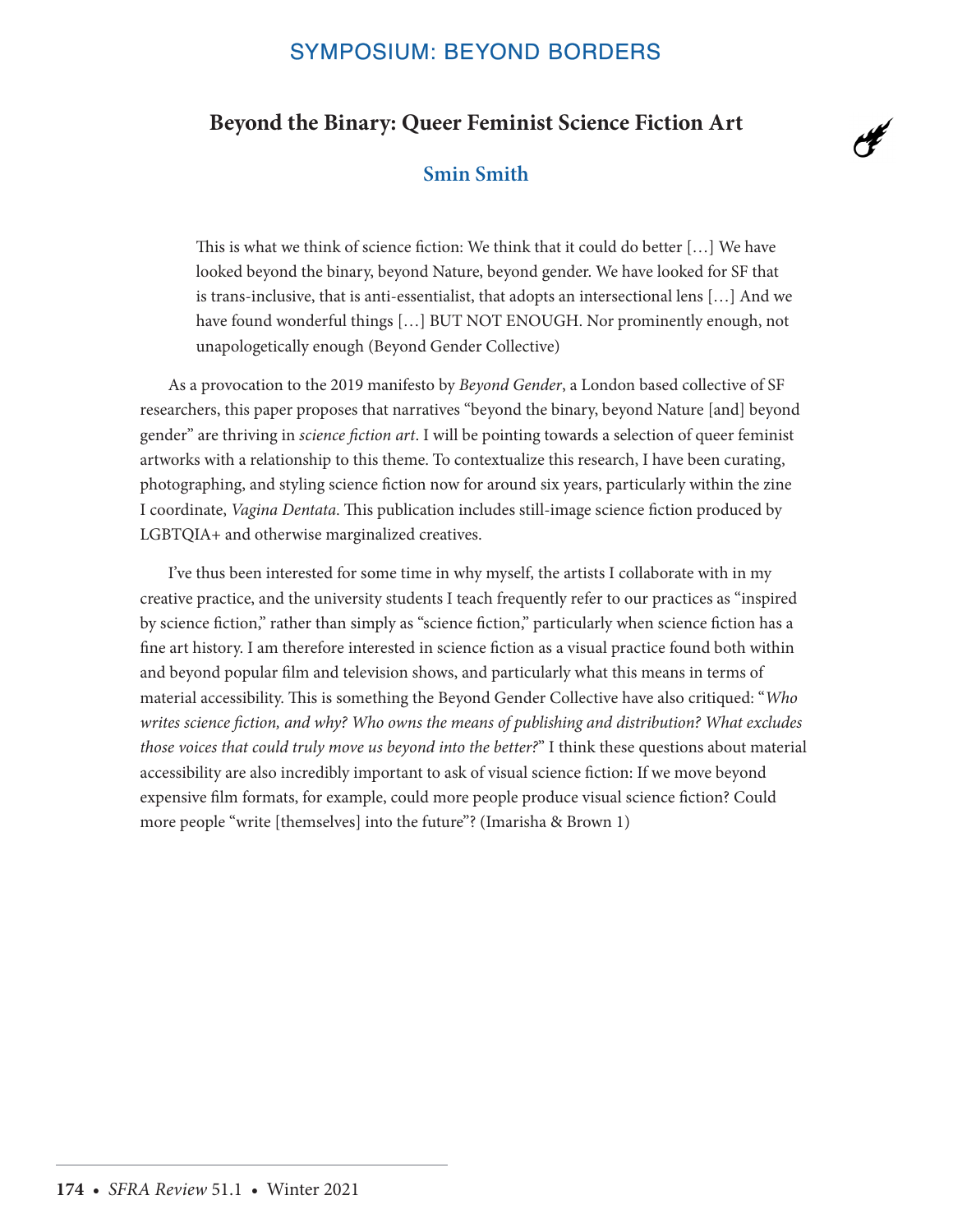SYMPOSIUM: BEYOND BORDERS

# Beyond the Binary: Queer Feminist Science Fiction Art

**Smin Smith**

> This is what we think of science fiction: We think that it could do better […] We have looked beyond the binary, beyond Nature, beyond gender. We have looked for SF that is trans-inclusive, that is anti-essentialist, that adopts an intersectional lens […] And we have found wonderful things […] BUT NOT ENOUGH. Nor prominently enough, not unapologetically enough (Beyond Gender Collective)

As a provocation to the 2019 manifesto by *Beyond Gender*, a London based collective of SF researchers, this paper proposes that narratives "beyond the binary, beyond Nature [and] beyond gender" are thriving in *science fiction art*. I will be pointing towards a selection of queer feminist artworks with a relationship to this theme. To contextualize this research, I have been curating, photographing, and styling science fiction now for around six years, particularly within the zine I coordinate, *Vagina Dentata*. This publication includes still-image science fiction produced by LGBTQIA+ and otherwise marginalized creatives.

I've thus been interested for some time in why myself, the artists I collaborate with in my creative practice, and the university students I teach frequently refer to our practices as "inspired by science fiction," rather than simply as "science fiction," particularly when science fiction has a fine art history. I am therefore interested in science fiction as a visual practice found both within and beyond popular film and television shows, and particularly what this means in terms of material accessibility. This is something the Beyond Gender Collective have also critiqued: "*Who writes science fiction, and why? Who owns the means of publishing and distribution? What excludes those voices that could truly move us beyond into the better?*" I think these questions about material accessibility are also incredibly important to ask of visual science fiction: If we move beyond expensive film formats, for example, could more people produce visual science fiction? Could more people "write [themselves] into the future"? (Imarisha & Brown 1)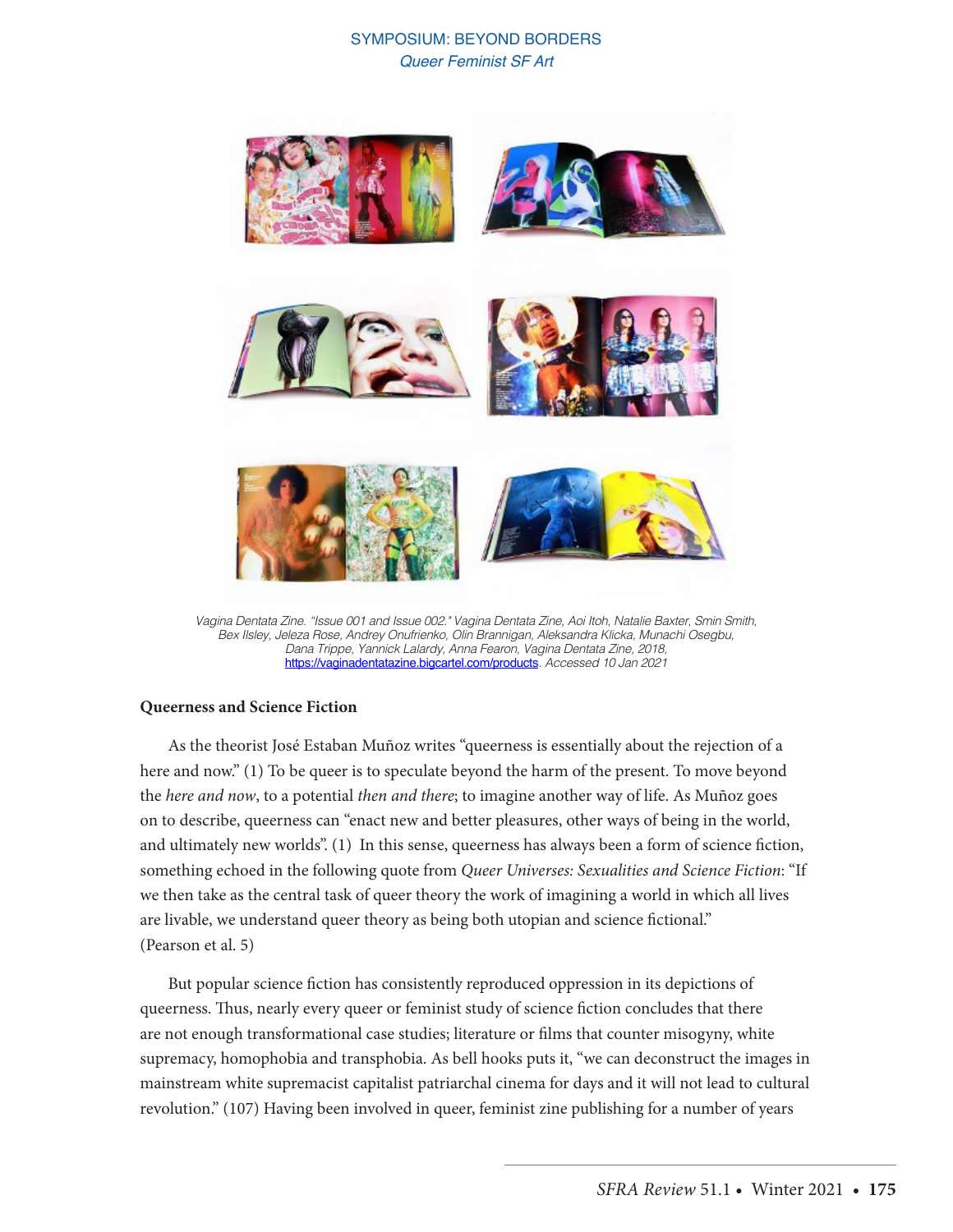*Vagina Dentata Zine. "Issue 001 and Issue 002." Vagina Dentata Zine, Aoi Itoh, Natalie Baxter, Smin Smith, Bex Ilsley, Jeleza Rose, Andrey Onufrienko, Olin Brannigan, Aleksandra Klicka, Munachi Osegbu, Dana Trippe, Yannick Lalardy, Anna Fearon, Vagina Dentata Zine, 2018,* https://vaginadentatazine.bigcartel.com/products. *Accessed 10 Jan 2021*

### Queerness and Science Fiction

As the theorist José Estaban Muñoz writes "queerness is essentially about the rejection of a here and now." (1) To be queer is to speculate beyond the harm of the present. To move beyond the *here and now*, to a potential *then and there*; to imagine another way of life. As Muñoz goes on to describe, queerness can "enact new and better pleasures, other ways of being in the world, and ultimately new worlds". (1) In this sense, queerness has always been a form of science fiction, something echoed in the following quote from *Queer Universes: Sexualities and Science Fiction*: "If we then take as the central task of queer theory the work of imagining a world in which all lives are livable, we understand queer theory as being both utopian and science fictional." (Pearson et al. 5)

But popular science fiction has consistently reproduced oppression in its depictions of queerness. Thus, nearly every queer or feminist study of science fiction concludes that there are not enough transformational case studies; literature or films that counter misogyny, white supremacy, homophobia and transphobia. As bell hooks puts it, "we can deconstruct the images in mainstream white supremacist capitalist patriarchal cinema for days and it will not lead to cultural revolution." (107) Having been involved in queer, feminist zine publishing for a number of years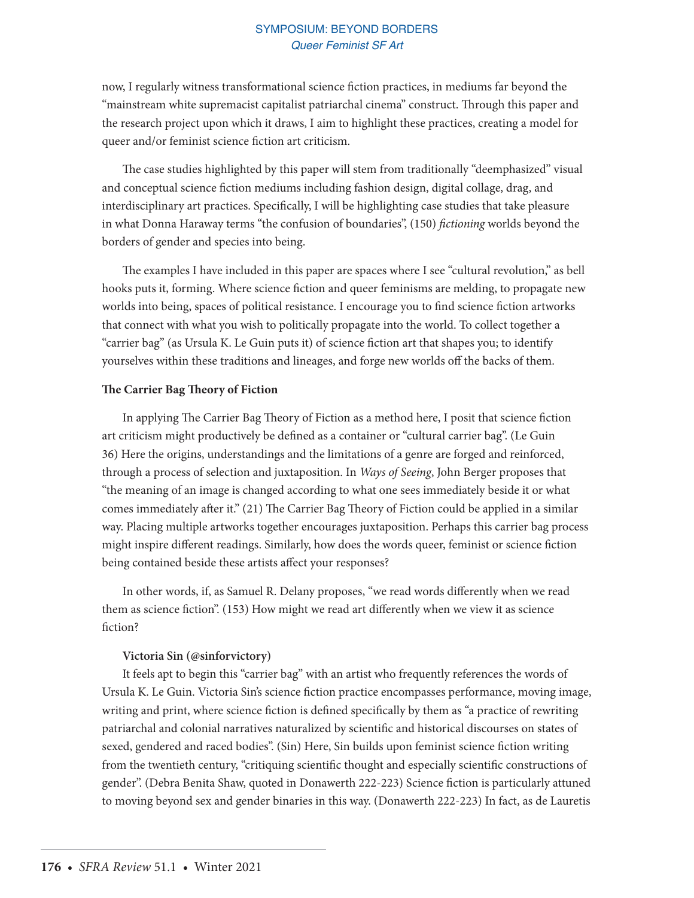now, I regularly witness transformational science fiction practices, in mediums far beyond the "mainstream white supremacist capitalist patriarchal cinema" construct. Through this paper and the research project upon which it draws, I aim to highlight these practices, creating a model for queer and/or feminist science fiction art criticism.

The case studies highlighted by this paper will stem from traditionally "deemphasized" visual and conceptual science fiction mediums including fashion design, digital collage, drag, and interdisciplinary art practices. Specifically, I will be highlighting case studies that take pleasure in what Donna Haraway terms "the confusion of boundaries", (150) *fictioning* worlds beyond the borders of gender and species into being.

The examples I have included in this paper are spaces where I see "cultural revolution," as bell hooks puts it, forming. Where science fiction and queer feminisms are melding, to propagate new worlds into being, spaces of political resistance. I encourage you to find science fiction artworks that connect with what you wish to politically propagate into the world. To collect together a "carrier bag" (as Ursula K. Le Guin puts it) of science fiction art that shapes you; to identify yourselves within these traditions and lineages, and forge new worlds off the backs of them.

**The Carrier Bag Theory of Fiction**

In applying The Carrier Bag Theory of Fiction as a method here, I posit that science fiction art criticism might productively be defined as a container or "cultural carrier bag". (Le Guin 36) Here the origins, understandings and the limitations of a genre are forged and reinforced, through a process of selection and juxtaposition. In *Ways of Seeing*, John Berger proposes that "the meaning of an image is changed according to what one sees immediately beside it or what comes immediately after it." (21) The Carrier Bag Theory of Fiction could be applied in a similar way. Placing multiple artworks together encourages juxtaposition. Perhaps this carrier bag process might inspire different readings. Similarly, how does the words queer, feminist or science fiction being contained beside these artists affect your responses?

In other words, if, as Samuel R. Delany proposes, "we read words differently when we read them as science fiction". (153) How might we read art differently when we view it as science fiction?

**Victoria Sin (@sinforvictory)**

It feels apt to begin this "carrier bag" with an artist who frequently references the words of Ursula K. Le Guin. Victoria Sin's science fiction practice encompasses performance, moving image, writing and print, where science fiction is defined specifically by them as "a practice of rewriting patriarchal and colonial narratives naturalized by scientific and historical discourses on states of sexed, gendered and raced bodies". (Sin) Here, Sin builds upon feminist science fiction writing from the twentieth century, "critiquing scientific thought and especially scientific constructions of gender". (Debra Benita Shaw, quoted in Donawerth 222-223) Science fiction is particularly attuned to moving beyond sex and gender binaries in this way. (Donawerth 222-223) In fact, as de Lauretis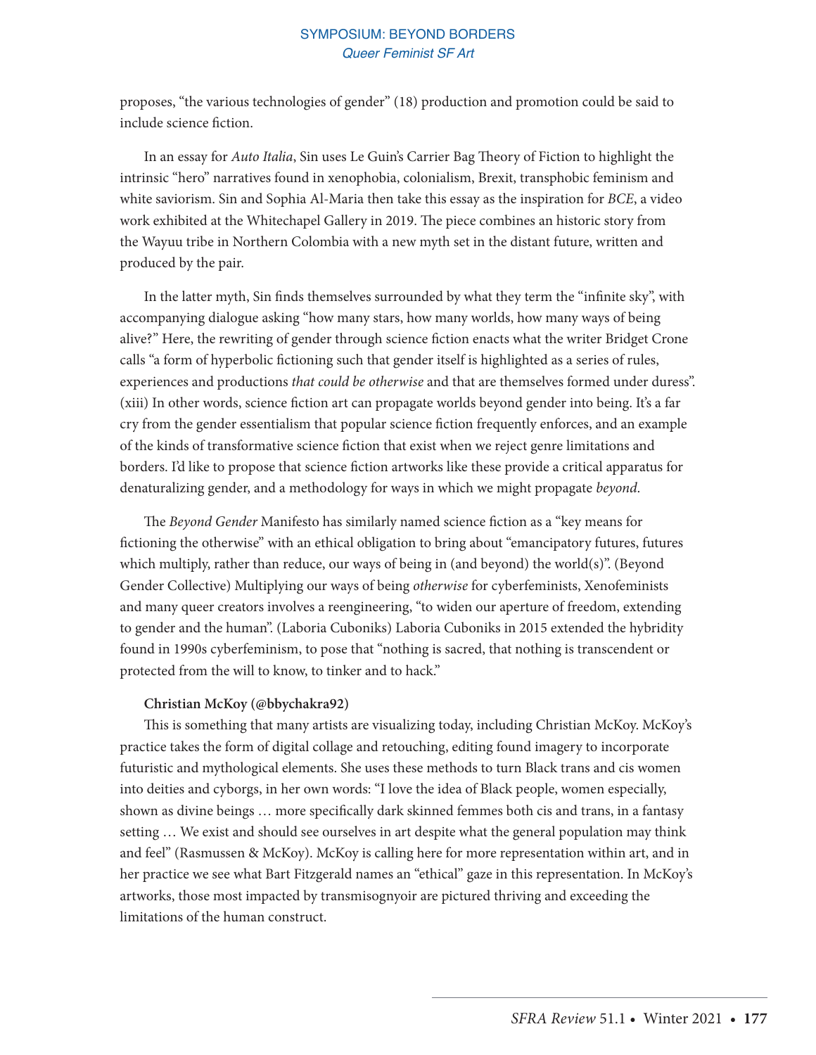proposes, "the various technologies of gender" (18) production and promotion could be said to include science fiction.

In an essay for *Auto Italia*, Sin uses Le Guin's Carrier Bag Theory of Fiction to highlight the intrinsic "hero" narratives found in xenophobia, colonialism, Brexit, transphobic feminism and white saviorism. Sin and Sophia Al-Maria then take this essay as the inspiration for *BCE*, a video work exhibited at the Whitechapel Gallery in 2019. The piece combines an historic story from the Wayuu tribe in Northern Colombia with a new myth set in the distant future, written and produced by the pair.

In the latter myth, Sin finds themselves surrounded by what they term the "infinite sky", with accompanying dialogue asking "how many stars, how many worlds, how many ways of being alive?" Here, the rewriting of gender through science fiction enacts what the writer Bridget Crone calls "a form of hyperbolic fictioning such that gender itself is highlighted as a series of rules, experiences and productions *that could be otherwise* and that are themselves formed under duress". (xiii) In other words, science fiction art can propagate worlds beyond gender into being. It's a far cry from the gender essentialism that popular science fiction frequently enforces, and an example of the kinds of transformative science fiction that exist when we reject genre limitations and borders. I'd like to propose that science fiction artworks like these provide a critical apparatus for denaturalizing gender, and a methodology for ways in which we might propagate *beyond.*

The *Beyond Gender* Manifesto has similarly named science fiction as a "key means for fictioning the otherwise" with an ethical obligation to bring about "emancipatory futures, futures which multiply, rather than reduce, our ways of being in (and beyond) the world(s)". (Beyond Gender Collective) Multiplying our ways of being *otherwise* for cyberfeminists, Xenofeminists and many queer creators involves a reengineering, "to widen our aperture of freedom, extending to gender and the human". (Laboria Cuboniks) Laboria Cuboniks in 2015 extended the hybridity found in 1990s cyberfeminism, to pose that "nothing is sacred, that nothing is transcendent or protected from the will to know, to tinker and to hack."

**Christian McKoy (@bbychakra92)**

This is something that many artists are visualizing today, including Christian McKoy. McKoy's practice takes the form of digital collage and retouching, editing found imagery to incorporate futuristic and mythological elements. She uses these methods to turn Black trans and cis women into deities and cyborgs, in her own words: "I love the idea of Black people, women especially, shown as divine beings … more specifically dark skinned femmes both cis and trans, in a fantasy setting … We exist and should see ourselves in art despite what the general population may think and feel" (Rasmussen & McKoy). McKoy is calling here for more representation within art, and in her practice we see what Bart Fitzgerald names an "ethical" gaze in this representation. In McKoy's artworks, those most impacted by transmisognyoir are pictured thriving and exceeding the limitations of the human construct.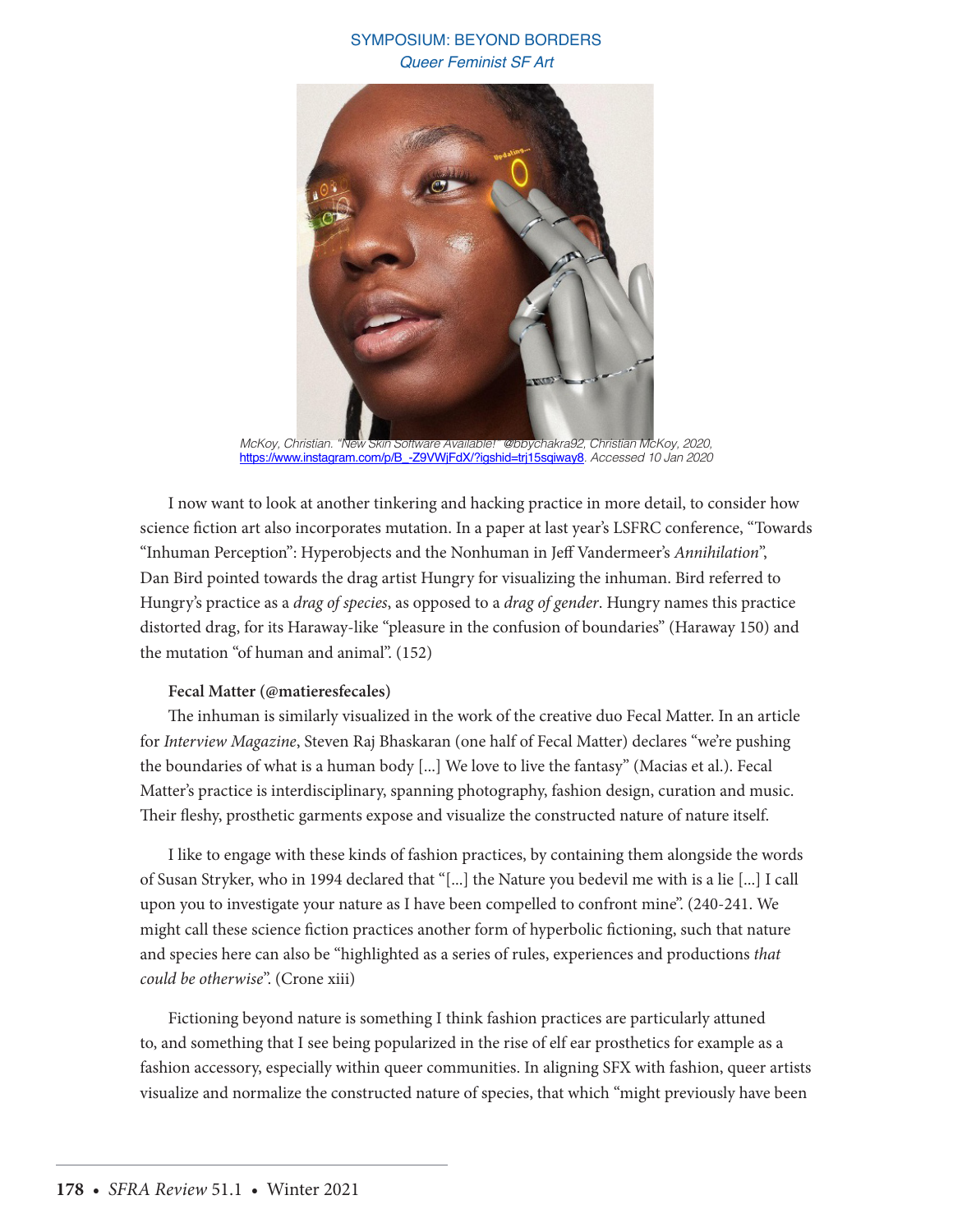McKoy, Christian. "New Skin Software Available!" @bbychakra92, Christian McKoy, 2020, https://www.instagram.com/p/B_-Z9VWjFdX/?igshid=trj15sqiway8. Accessed 10 Jan 2020

I now want to look at another tinkering and hacking practice in more detail, to consider how science fiction art also incorporates mutation. In a paper at last year's LSFRC conference, "Towards "Inhuman Perception": Hyperobjects and the Nonhuman in Jeff Vandermeer's *Annihilation*", Dan Bird pointed towards the drag artist Hungry for visualizing the inhuman. Bird referred to Hungry's practice as a *drag of species*, as opposed to a *drag of gender*. Hungry names this practice distorted drag, for its Haraway-like "pleasure in the confusion of boundaries" (Haraway 150) and the mutation "of human and animal". (152)

**Fecal Matter (@matieresfecales)**

The inhuman is similarly visualized in the work of the creative duo Fecal Matter. In an article for *Interview Magazine*, Steven Raj Bhaskaran (one half of Fecal Matter) declares "we're pushing the boundaries of what is a human body [...] We love to live the fantasy" (Macias et al.). Fecal Matter's practice is interdisciplinary, spanning photography, fashion design, curation and music. Their fleshy, prosthetic garments expose and visualize the constructed nature of nature itself.

I like to engage with these kinds of fashion practices, by containing them alongside the words of Susan Stryker, who in 1994 declared that "[...] the Nature you bedevil me with is a lie [...] I call upon you to investigate your nature as I have been compelled to confront mine". (240-241. We might call these science fiction practices another form of hyperbolic fictioning, such that nature and species here can also be "highlighted as a series of rules, experiences and productions *that could be otherwise*". (Crone xiii)

Fictioning beyond nature is something I think fashion practices are particularly attuned to, and something that I see being popularized in the rise of elf ear prosthetics for example as a fashion accessory, especially within queer communities. In aligning SFX with fashion, queer artists visualize and normalize the constructed nature of species, that which "might previously have been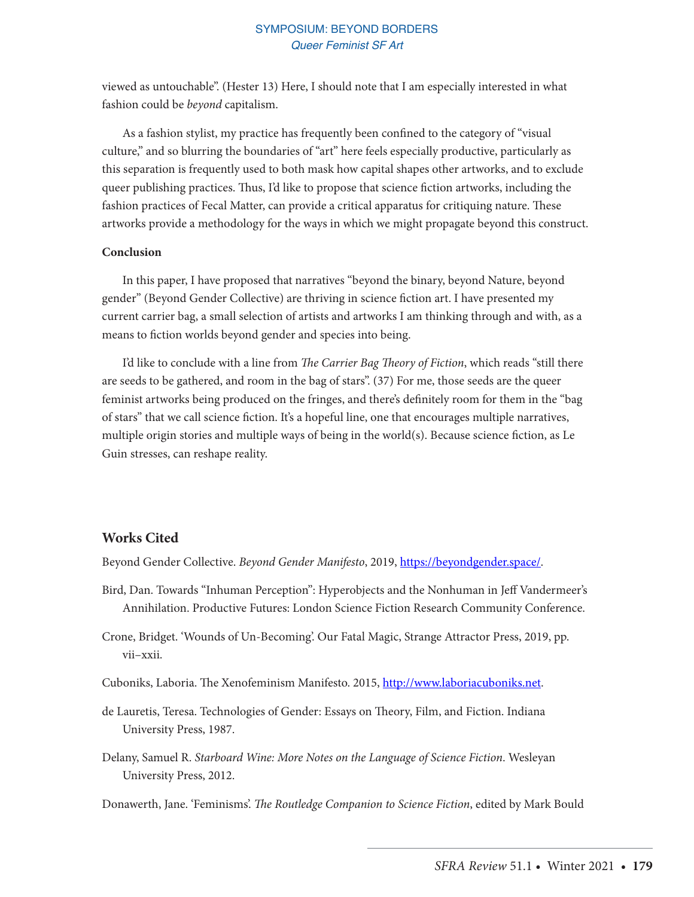viewed as untouchable". (Hester 13) Here, I should note that I am especially interested in what fashion could be *beyond* capitalism.

As a fashion stylist, my practice has frequently been confined to the category of "visual culture," and so blurring the boundaries of "art" here feels especially productive, particularly as this separation is frequently used to both mask how capital shapes other artworks, and to exclude queer publishing practices. Thus, I'd like to propose that science fiction artworks, including the fashion practices of Fecal Matter, can provide a critical apparatus for critiquing nature. These artworks provide a methodology for the ways in which we might propagate beyond this construct.

**Conclusion**

In this paper, I have proposed that narratives "beyond the binary, beyond Nature, beyond gender" (Beyond Gender Collective) are thriving in science fiction art. I have presented my current carrier bag, a small selection of artists and artworks I am thinking through and with, as a means to fiction worlds beyond gender and species into being.

I'd like to conclude with a line from *The Carrier Bag Theory of Fiction*, which reads "still there are seeds to be gathered, and room in the bag of stars". (37) For me, those seeds are the queer feminist artworks being produced on the fringes, and there's definitely room for them in the "bag of stars" that we call science fiction. It's a hopeful line, one that encourages multiple narratives, multiple origin stories and multiple ways of being in the world(s). Because science fiction, as Le Guin stresses, can reshape reality.

## Works Cited

Beyond Gender Collective. *Beyond Gender Manifesto*, 2019, https://beyondgender.space/.

Bird, Dan. Towards "Inhuman Perception": Hyperobjects and the Nonhuman in Jeff Vandermeer's Annihilation. Productive Futures: London Science Fiction Research Community Conference.

Crone, Bridget. 'Wounds of Un-Becoming'. Our Fatal Magic, Strange Attractor Press, 2019, pp. vii–xxii.

Cuboniks, Laboria. The Xenofeminism Manifesto. 2015, http://www.laboriacuboniks.net.

de Lauretis, Teresa. Technologies of Gender: Essays on Theory, Film, and Fiction. Indiana University Press, 1987.

Delany, Samuel R. *Starboard Wine: More Notes on the Language of Science Fiction*. Wesleyan University Press, 2012.

Donawerth, Jane. 'Feminisms'. *The Routledge Companion to Science Fiction*, edited by Mark Bould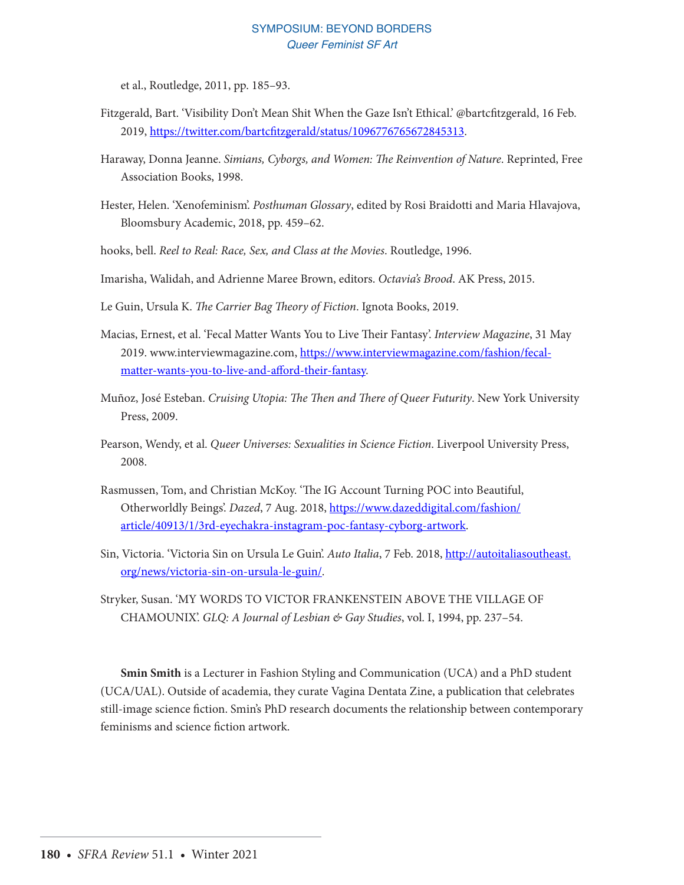et al., Routledge, 2011, pp. 185–93.

Fitzgerald, Bart. 'Visibility Don't Mean Shit When the Gaze Isn't Ethical.' @bartcfitzgerald, 16 Feb. 2019, https://twitter.com/bartcfitzgerald/status/1096776765672845313.

Haraway, Donna Jeanne. *Simians, Cyborgs, and Women: The Reinvention of Nature*. Reprinted, Free Association Books, 1998.

Hester, Helen. 'Xenofeminism'. *Posthuman Glossary*, edited by Rosi Braidotti and Maria Hlavajova, Bloomsbury Academic, 2018, pp. 459–62.

hooks, bell. *Reel to Real: Race, Sex, and Class at the Movies*. Routledge, 1996.

Imarisha, Walidah, and Adrienne Maree Brown, editors. *Octavia's Brood*. AK Press, 2015.

Le Guin, Ursula K. *The Carrier Bag Theory of Fiction*. Ignota Books, 2019.

Macias, Ernest, et al. 'Fecal Matter Wants You to Live Their Fantasy'. *Interview Magazine*, 31 May 2019. www.interviewmagazine.com, https://www.interviewmagazine.com/fashion/fecal-matter-wants-you-to-live-and-afford-their-fantasy.

Muñoz, José Esteban. *Cruising Utopia: The Then and There of Queer Futurity*. New York University Press, 2009.

Pearson, Wendy, et al. *Queer Universes: Sexualities in Science Fiction*. Liverpool University Press, 2008.

Rasmussen, Tom, and Christian McKoy. 'The IG Account Turning POC into Beautiful, Otherworldly Beings'. *Dazed*, 7 Aug. 2018, https://www.dazeddigital.com/fashion/article/40913/1/3rd-eyechakra-instagram-poc-fantasy-cyborg-artwork.

Sin, Victoria. 'Victoria Sin on Ursula Le Guin'. *Auto Italia*, 7 Feb. 2018, http://autoitaliasoutheast.org/news/victoria-sin-on-ursula-le-guin/.

Stryker, Susan. 'MY WORDS TO VICTOR FRANKENSTEIN ABOVE THE VILLAGE OF CHAMOUNIX'. *GLQ: A Journal of Lesbian & Gay Studies*, vol. I, 1994, pp. 237–54.

**Smin Smith** is a Lecturer in Fashion Styling and Communication (UCA) and a PhD student (UCA/UAL). Outside of academia, they curate Vagina Dentata Zine, a publication that celebrates still-image science fiction. Smin's PhD research documents the relationship between contemporary feminisms and science fiction artwork.